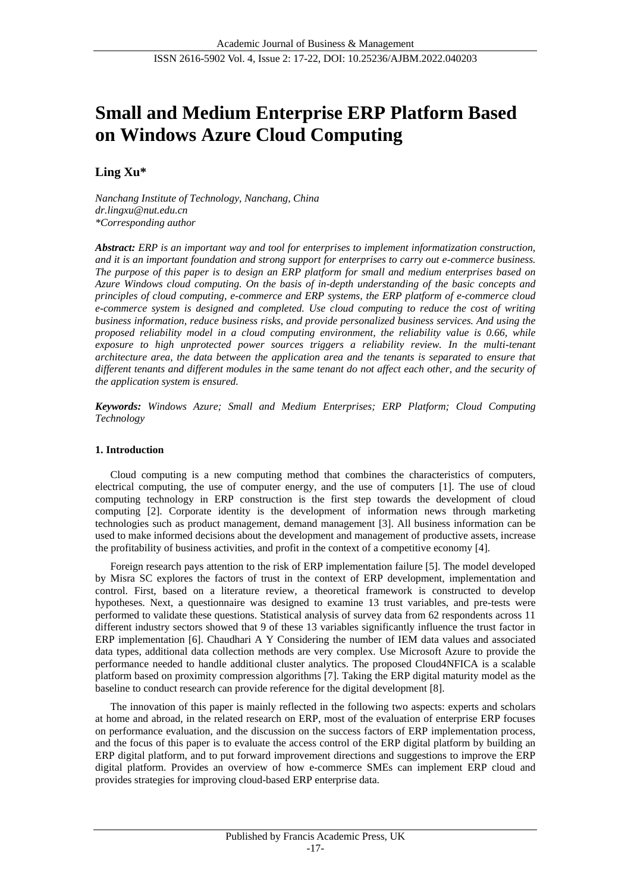# Small and Medium Enterprise ERP Platform Based on Windows Azure Cloud Computing

**Ling Xu***

*Nanchang Institute of Technology, Nanchang, China*
*dr.lingxu@nut.edu.cn*
**Corresponding author*

***Abstract:*** *ERP is an important way and tool for enterprises to implement informatization construction, and it is an important foundation and strong support for enterprises to carry out e-commerce business. The purpose of this paper is to design an ERP platform for small and medium enterprises based on Azure Windows cloud computing. On the basis of in-depth understanding of the basic concepts and principles of cloud computing, e-commerce and ERP systems, the ERP platform of e-commerce cloud e-commerce system is designed and completed. Use cloud computing to reduce the cost of writing business information, reduce business risks, and provide personalized business services. And using the proposed reliability model in a cloud computing environment, the reliability value is 0.66, while exposure to high unprotected power sources triggers a reliability review. In the multi-tenant architecture area, the data between the application area and the tenants is separated to ensure that different tenants and different modules in the same tenant do not affect each other, and the security of the application system is ensured.*

***Keywords:*** *Windows Azure; Small and Medium Enterprises; ERP Platform; Cloud Computing Technology*

## 1. Introduction

Cloud computing is a new computing method that combines the characteristics of computers, electrical computing, the use of computer energy, and the use of computers [1]. The use of cloud computing technology in ERP construction is the first step towards the development of cloud computing [2]. Corporate identity is the development of information news through marketing technologies such as product management, demand management [3]. All business information can be used to make informed decisions about the development and management of productive assets, increase the profitability of business activities, and profit in the context of a competitive economy [4].

Foreign research pays attention to the risk of ERP implementation failure [5]. The model developed by Misra SC explores the factors of trust in the context of ERP development, implementation and control. First, based on a literature review, a theoretical framework is constructed to develop hypotheses. Next, a questionnaire was designed to examine 13 trust variables, and pre-tests were performed to validate these questions. Statistical analysis of survey data from 62 respondents across 11 different industry sectors showed that 9 of these 13 variables significantly influence the trust factor in ERP implementation [6]. Chaudhari A Y Considering the number of IEM data values and associated data types, additional data collection methods are very complex. Use Microsoft Azure to provide the performance needed to handle additional cluster analytics. The proposed Cloud4NFICA is a scalable platform based on proximity compression algorithms [7]. Taking the ERP digital maturity model as the baseline to conduct research can provide reference for the digital development [8].

The innovation of this paper is mainly reflected in the following two aspects: experts and scholars at home and abroad, in the related research on ERP, most of the evaluation of enterprise ERP focuses on performance evaluation, and the discussion on the success factors of ERP implementation process, and the focus of this paper is to evaluate the access control of the ERP digital platform by building an ERP digital platform, and to put forward improvement directions and suggestions to improve the ERP digital platform. Provides an overview of how e-commerce SMEs can implement ERP cloud and provides strategies for improving cloud-based ERP enterprise data.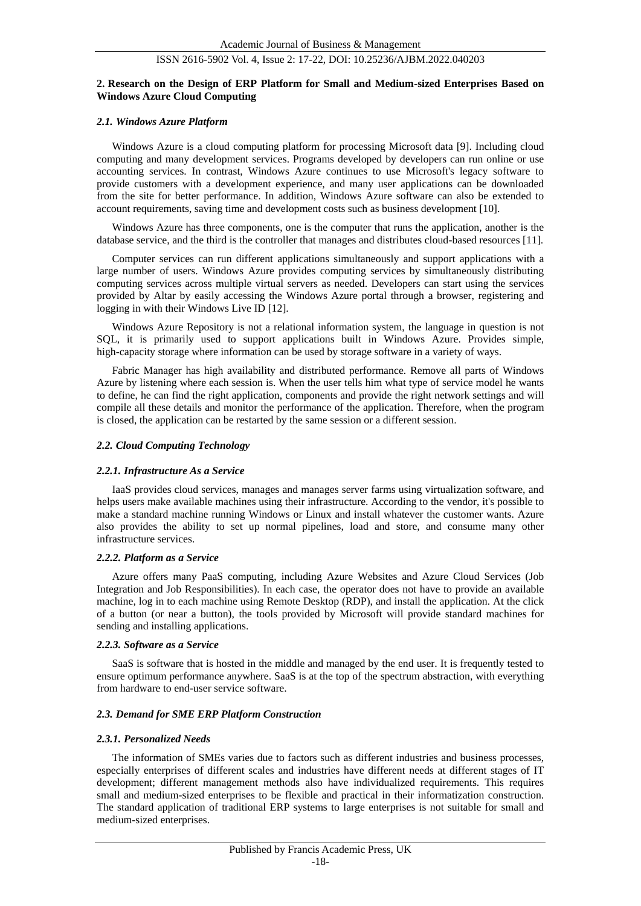## 2. Research on the Design of ERP Platform for Small and Medium-sized Enterprises Based on Windows Azure Cloud Computing

### *2.1. Windows Azure Platform*

Windows Azure is a cloud computing platform for processing Microsoft data [9]. Including cloud computing and many development services. Programs developed by developers can run online or use accounting services. In contrast, Windows Azure continues to use Microsoft's legacy software to provide customers with a development experience, and many user applications can be downloaded from the site for better performance. In addition, Windows Azure software can also be extended to account requirements, saving time and development costs such as business development [10].

Windows Azure has three components, one is the computer that runs the application, another is the database service, and the third is the controller that manages and distributes cloud-based resources [11].

Computer services can run different applications simultaneously and support applications with a large number of users. Windows Azure provides computing services by simultaneously distributing computing services across multiple virtual servers as needed. Developers can start using the services provided by Altar by easily accessing the Windows Azure portal through a browser, registering and logging in with their Windows Live ID [12].

Windows Azure Repository is not a relational information system, the language in question is not SQL, it is primarily used to support applications built in Windows Azure. Provides simple, high-capacity storage where information can be used by storage software in a variety of ways.

Fabric Manager has high availability and distributed performance. Remove all parts of Windows Azure by listening where each session is. When the user tells him what type of service model he wants to define, he can find the right application, components and provide the right network settings and will compile all these details and monitor the performance of the application. Therefore, when the program is closed, the application can be restarted by the same session or a different session.

### *2.2. Cloud Computing Technology*

#### *2.2.1. Infrastructure As a Service*

IaaS provides cloud services, manages and manages server farms using virtualization software, and helps users make available machines using their infrastructure. According to the vendor, it's possible to make a standard machine running Windows or Linux and install whatever the customer wants. Azure also provides the ability to set up normal pipelines, load and store, and consume many other infrastructure services.

#### *2.2.2. Platform as a Service*

Azure offers many PaaS computing, including Azure Websites and Azure Cloud Services (Job Integration and Job Responsibilities). In each case, the operator does not have to provide an available machine, log in to each machine using Remote Desktop (RDP), and install the application. At the click of a button (or near a button), the tools provided by Microsoft will provide standard machines for sending and installing applications.

#### *2.2.3. Software as a Service*

SaaS is software that is hosted in the middle and managed by the end user. It is frequently tested to ensure optimum performance anywhere. SaaS is at the top of the spectrum abstraction, with everything from hardware to end-user service software.

### *2.3. Demand for SME ERP Platform Construction*

#### *2.3.1. Personalized Needs*

The information of SMEs varies due to factors such as different industries and business processes, especially enterprises of different scales and industries have different needs at different stages of IT development; different management methods also have individualized requirements. This requires small and medium-sized enterprises to be flexible and practical in their informatization construction. The standard application of traditional ERP systems to large enterprises is not suitable for small and medium-sized enterprises.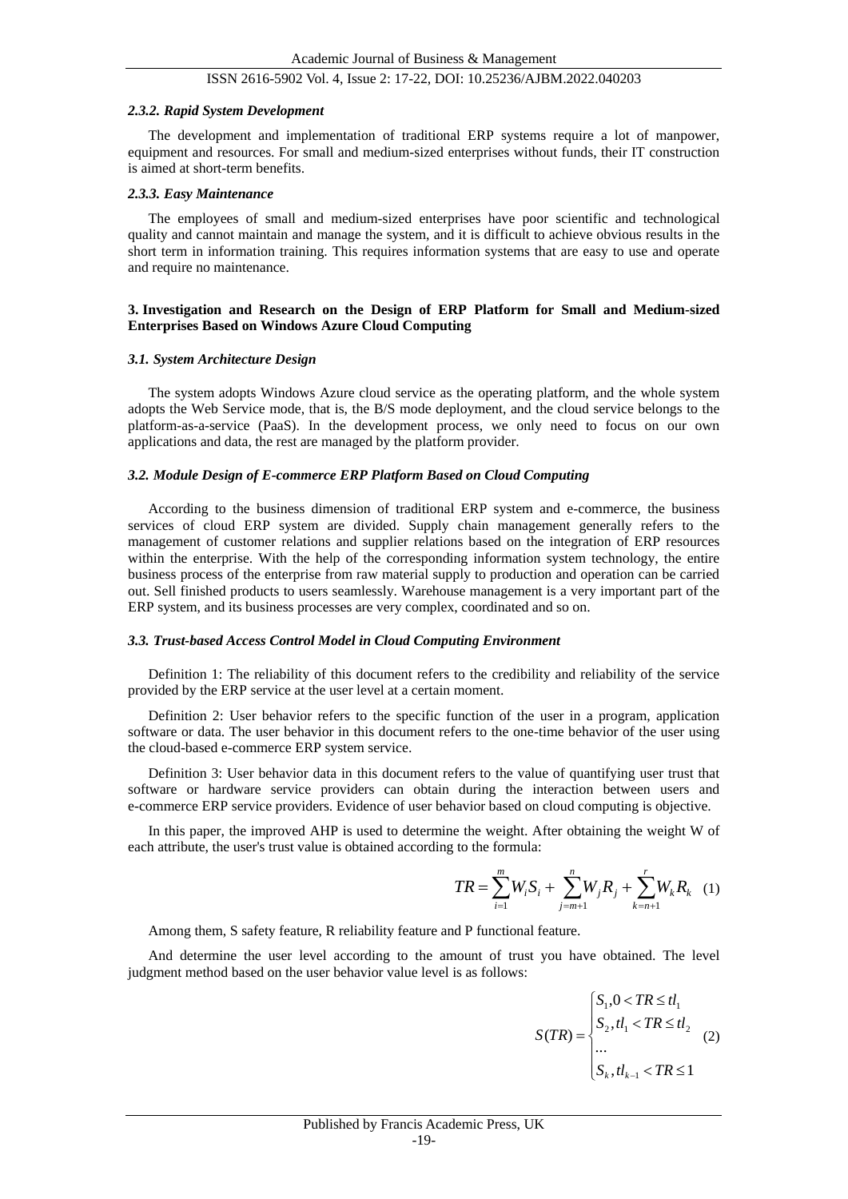#### *2.3.2. Rapid System Development*

The development and implementation of traditional ERP systems require a lot of manpower, equipment and resources. For small and medium-sized enterprises without funds, their IT construction is aimed at short-term benefits.

#### *2.3.3. Easy Maintenance*

The employees of small and medium-sized enterprises have poor scientific and technological quality and cannot maintain and manage the system, and it is difficult to achieve obvious results in the short term in information training. This requires information systems that are easy to use and operate and require no maintenance.

## 3. Investigation and Research on the Design of ERP Platform for Small and Medium-sized Enterprises Based on Windows Azure Cloud Computing

### *3.1. System Architecture Design*

The system adopts Windows Azure cloud service as the operating platform, and the whole system adopts the Web Service mode, that is, the B/S mode deployment, and the cloud service belongs to the platform-as-a-service (PaaS). In the development process, we only need to focus on our own applications and data, the rest are managed by the platform provider.

### *3.2. Module Design of E-commerce ERP Platform Based on Cloud Computing*

According to the business dimension of traditional ERP system and e-commerce, the business services of cloud ERP system are divided. Supply chain management generally refers to the management of customer relations and supplier relations based on the integration of ERP resources within the enterprise. With the help of the corresponding information system technology, the entire business process of the enterprise from raw material supply to production and operation can be carried out. Sell finished products to users seamlessly. Warehouse management is a very important part of the ERP system, and its business processes are very complex, coordinated and so on.

### *3.3. Trust-based Access Control Model in Cloud Computing Environment*

Definition 1: The reliability of this document refers to the credibility and reliability of the service provided by the ERP service at the user level at a certain moment.

Definition 2: User behavior refers to the specific function of the user in a program, application software or data. The user behavior in this document refers to the one-time behavior of the user using the cloud-based e-commerce ERP system service.

Definition 3: User behavior data in this document refers to the value of quantifying user trust that software or hardware service providers can obtain during the interaction between users and e-commerce ERP service providers. Evidence of user behavior based on cloud computing is objective.

In this paper, the improved AHP is used to determine the weight. After obtaining the weight W of each attribute, the user's trust value is obtained according to the formula:

$$TR = \sum_{i=1}^{m} W_i S_i + \sum_{j=m+1}^{n} W_j R_j + \sum_{k=n+1}^{r} W_k R_k \quad (1)$$

Among them, S safety feature, R reliability feature and P functional feature.

And determine the user level according to the amount of trust you have obtained. The level judgment method based on the user behavior value level is as follows:

$$S(TR) = \begin{cases} S_1, 0 < TR \le tl_1 \\ S_2, tl_1 < TR \le tl_2 \\ \ldots \\ S_k, tl_{k-1} < TR \le 1 \end{cases} \quad (2)$$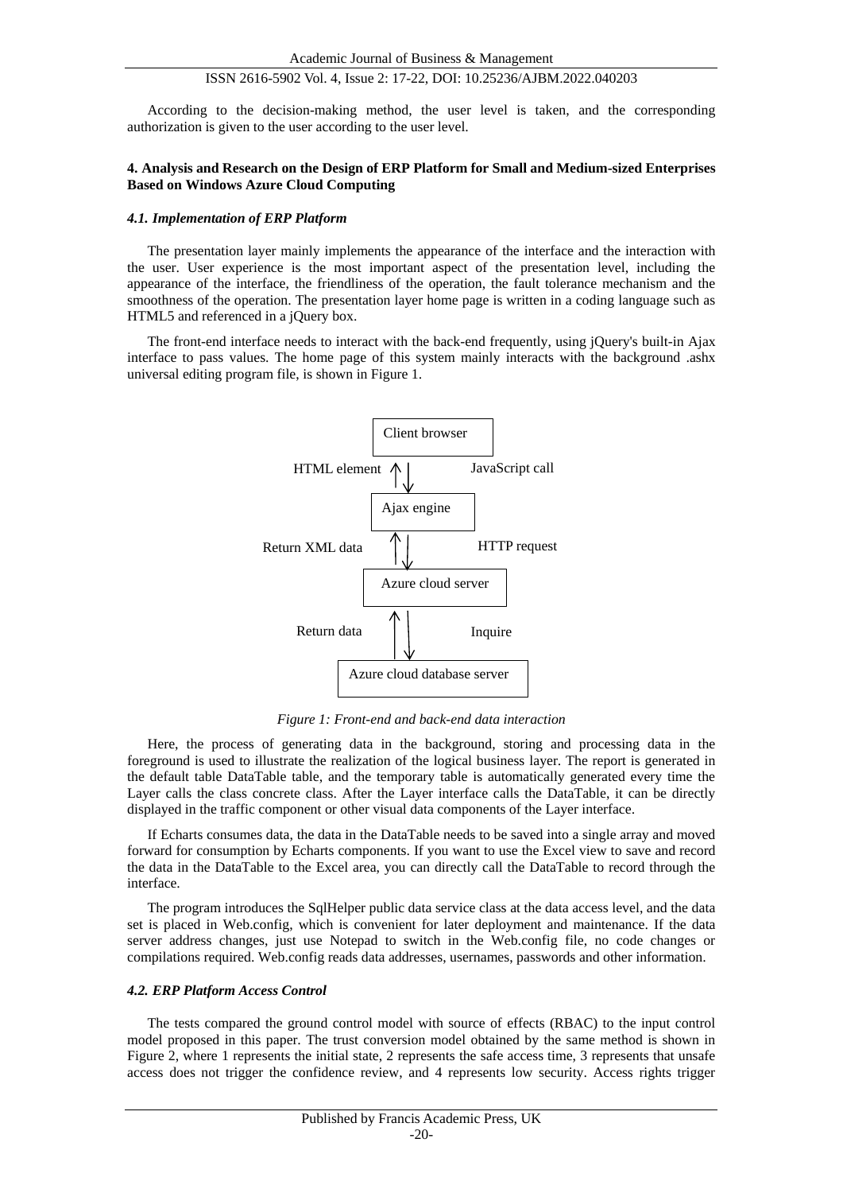According to the decision-making method, the user level is taken, and the corresponding authorization is given to the user according to the user level.

## 4. Analysis and Research on the Design of ERP Platform for Small and Medium-sized Enterprises Based on Windows Azure Cloud Computing

### *4.1. Implementation of ERP Platform*

The presentation layer mainly implements the appearance of the interface and the interaction with the user. User experience is the most important aspect of the presentation level, including the appearance of the interface, the friendliness of the operation, the fault tolerance mechanism and the smoothness of the operation. The presentation layer home page is written in a coding language such as HTML5 and referenced in a jQuery box.

The front-end interface needs to interact with the back-end frequently, using jQuery's built-in Ajax interface to pass values. The home page of this system mainly interacts with the background .ashx universal editing program file, is shown in Figure 1.

Client browser

HTML element

JavaScript call

Ajax engine

Return XML data

HTTP request

Azure cloud server

Return data

Inquire

Azure cloud database server

*Figure 1: Front-end and back-end data interaction*

Here, the process of generating data in the background, storing and processing data in the foreground is used to illustrate the realization of the logical business layer. The report is generated in the default table DataTable table, and the temporary table is automatically generated every time the Layer calls the class concrete class. After the Layer interface calls the DataTable, it can be directly displayed in the traffic component or other visual data components of the Layer interface.

If Echarts consumes data, the data in the DataTable needs to be saved into a single array and moved forward for consumption by Echarts components. If you want to use the Excel view to save and record the data in the DataTable to the Excel area, you can directly call the DataTable to record through the interface.

The program introduces the SqlHelper public data service class at the data access level, and the data set is placed in Web.config, which is convenient for later deployment and maintenance. If the data server address changes, just use Notepad to switch in the Web.config file, no code changes or compilations required. Web.config reads data addresses, usernames, passwords and other information.

### *4.2. ERP Platform Access Control*

The tests compared the ground control model with source of effects (RBAC) to the input control model proposed in this paper. The trust conversion model obtained by the same method is shown in Figure 2, where 1 represents the initial state, 2 represents the safe access time, 3 represents that unsafe access does not trigger the confidence review, and 4 represents low security. Access rights trigger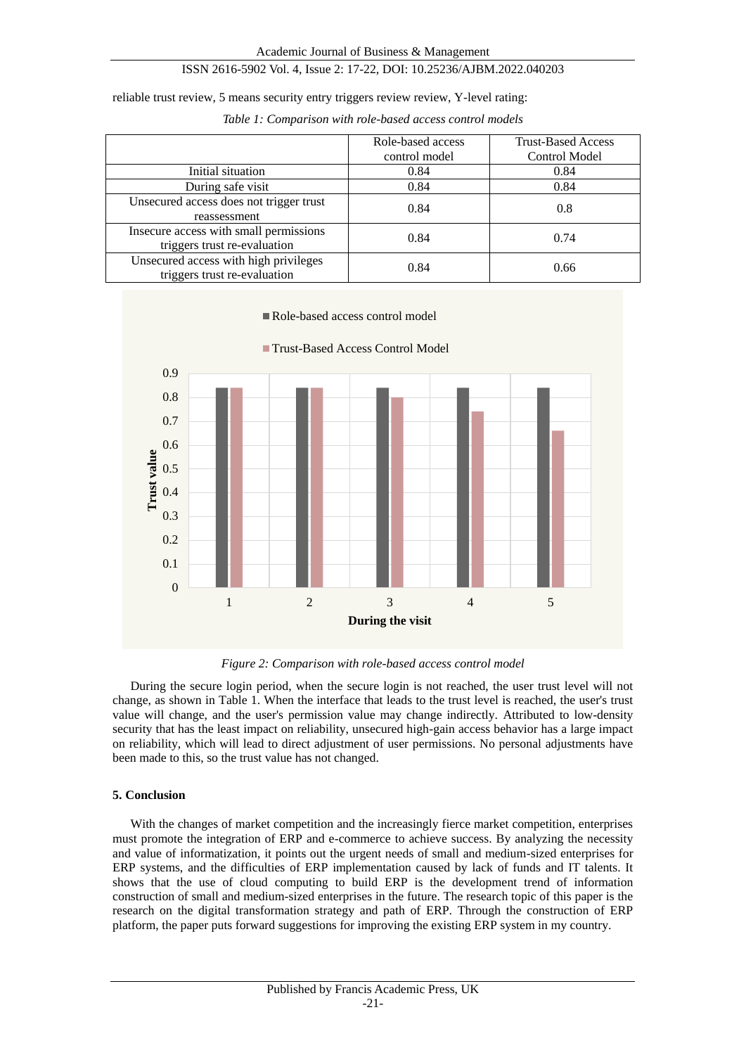reliable trust review, 5 means security entry triggers review review, Y-level rating:

*Table 1: Comparison with role-based access control models*

| | Role-based access control model | Trust-Based Access Control Model |
|---|---|---|
| Initial situation | 0.84 | 0.84 |
| During safe visit | 0.84 | 0.84 |
| Unsecured access does not trigger trust reassessment | 0.84 | 0.8 |
| Insecure access with small permissions triggers trust re-evaluation | 0.84 | 0.74 |
| Unsecured access with high privileges triggers trust re-evaluation | 0.84 | 0.66 |

Role-based access control model
Trust-Based Access Control Model
Trust value
0.9
0.8
0.7
0.6
0.5
0.4
0.3
0.2
0.1
0
1
2
3
4
5
During the visit

*Figure 2: Comparison with role-based access control model*

During the secure login period, when the secure login is not reached, the user trust level will not change, as shown in Table 1. When the interface that leads to the trust level is reached, the user's trust value will change, and the user's permission value may change indirectly. Attributed to low-density security that has the least impact on reliability, unsecured high-gain access behavior has a large impact on reliability, which will lead to direct adjustment of user permissions. No personal adjustments have been made to this, so the trust value has not changed.

## 5. Conclusion

With the changes of market competition and the increasingly fierce market competition, enterprises must promote the integration of ERP and e-commerce to achieve success. By analyzing the necessity and value of informatization, it points out the urgent needs of small and medium-sized enterprises for ERP systems, and the difficulties of ERP implementation caused by lack of funds and IT talents. It shows that the use of cloud computing to build ERP is the development trend of information construction of small and medium-sized enterprises in the future. The research topic of this paper is the research on the digital transformation strategy and path of ERP. Through the construction of ERP platform, the paper puts forward suggestions for improving the existing ERP system in my country.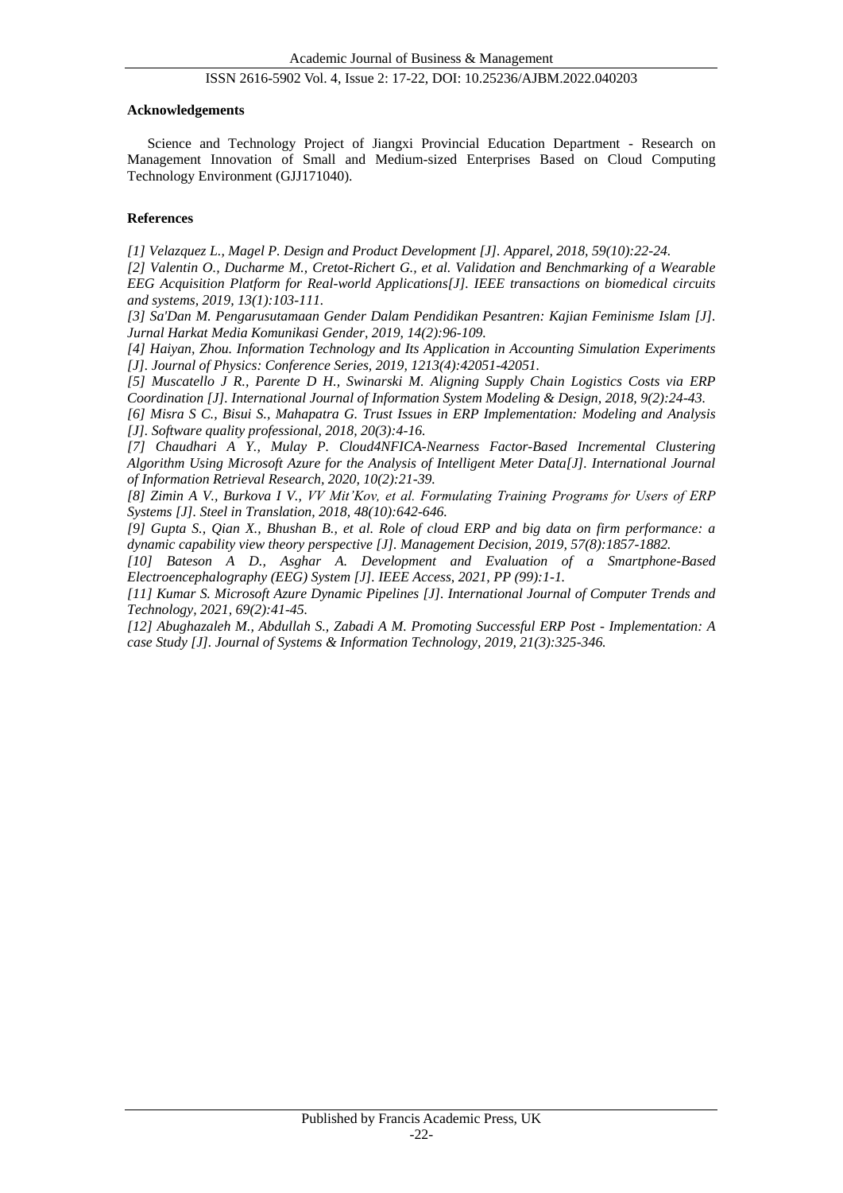**Acknowledgements**

Science and Technology Project of Jiangxi Provincial Education Department - Research on Management Innovation of Small and Medium-sized Enterprises Based on Cloud Computing Technology Environment (GJJ171040).

**References**

*[1] Velazquez L., Magel P. Design and Product Development [J]. Apparel, 2018, 59(10):22-24.*

*[2] Valentin O., Ducharme M., Cretot-Richert G., et al. Validation and Benchmarking of a Wearable EEG Acquisition Platform for Real-world Applications[J]. IEEE transactions on biomedical circuits and systems, 2019, 13(1):103-111.*

*[3] Sa'Dan M. Pengarusutamaan Gender Dalam Pendidikan Pesantren: Kajian Feminisme Islam [J]. Jurnal Harkat Media Komunikasi Gender, 2019, 14(2):96-109.*

*[4] Haiyan, Zhou. Information Technology and Its Application in Accounting Simulation Experiments [J]. Journal of Physics: Conference Series, 2019, 1213(4):42051-42051.*

*[5] Muscatello J R., Parente D H., Swinarski M. Aligning Supply Chain Logistics Costs via ERP Coordination [J]. International Journal of Information System Modeling & Design, 2018, 9(2):24-43.*

*[6] Misra S C., Bisui S., Mahapatra G. Trust Issues in ERP Implementation: Modeling and Analysis [J]. Software quality professional, 2018, 20(3):4-16.*

*[7] Chaudhari A Y., Mulay P. Cloud4NFICA-Nearness Factor-Based Incremental Clustering Algorithm Using Microsoft Azure for the Analysis of Intelligent Meter Data[J]. International Journal of Information Retrieval Research, 2020, 10(2):21-39.*

*[8] Zimin A V., Burkova I V., VV Mit'Kov, et al. Formulating Training Programs for Users of ERP Systems [J]. Steel in Translation, 2018, 48(10):642-646.*

*[9] Gupta S., Qian X., Bhushan B., et al. Role of cloud ERP and big data on firm performance: a dynamic capability view theory perspective [J]. Management Decision, 2019, 57(8):1857-1882.*

*[10] Bateson A D., Asghar A. Development and Evaluation of a Smartphone-Based Electroencephalography (EEG) System [J]. IEEE Access, 2021, PP (99):1-1.*

*[11] Kumar S. Microsoft Azure Dynamic Pipelines [J]. International Journal of Computer Trends and Technology, 2021, 69(2):41-45.*

*[12] Abughazaleh M., Abdullah S., Zabadi A M. Promoting Successful ERP Post - Implementation: A case Study [J]. Journal of Systems & Information Technology, 2019, 21(3):325-346.*